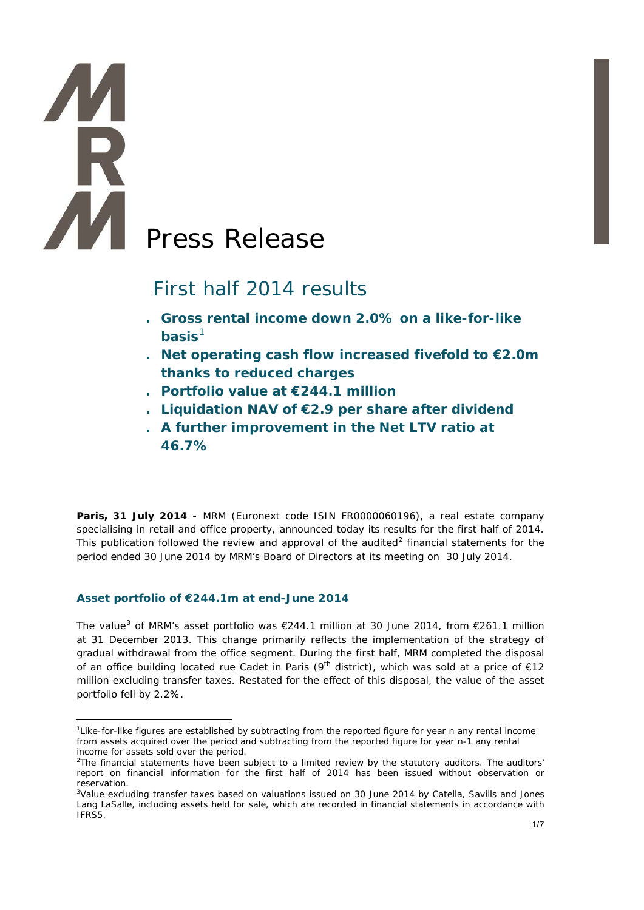# Press Release

## First half 2014 results

- **Gross rental income down 2.0% on a like-for-like basis**[1]
- **Net operating cash flow increased fivefold to €2.0m thanks to reduced charges**
- **Portfolio value at €244.1 million**
- **Liquidation NAV of €2.9 per share after dividend**
- **A further improvement in the Net LTV ratio at 46.7%**

**Paris, 31 July 2014 -** MRM (Euronext code ISIN FR0000060196), a real estate company specialising in retail and office property, announced today its results for the first half of 2014. This publication followed the review and approval of the audited[2] financial statements for the period ended 30 June 2014 by MRM's Board of Directors at its meeting on 30 July 2014.

### Asset portfolio of €244.1m at end-June 2014

The value[3] of MRM's asset portfolio was €244.1 million at 30 June 2014, from €261.1 million at 31 December 2013. This change primarily reflects the implementation of the strategy of gradual withdrawal from the office segment. During the first half, MRM completed the disposal of an office building located rue Cadet in Paris (9th district), which was sold at a price of €12 million excluding transfer taxes. Restated for the effect of this disposal, the value of the asset portfolio fell by 2.2%.

---

[1] Like-for-like figures are established by subtracting from the reported figure for year n any rental income from assets acquired over the period and subtracting from the reported figure for year n-1 any rental income for assets sold over the period.

[2] The financial statements have been subject to a limited review by the statutory auditors. The auditors' report on financial information for the first half of 2014 has been issued without observation or reservation.

[3] Value excluding transfer taxes based on valuations issued on 30 June 2014 by Catella, Savills and Jones Lang LaSalle, including assets held for sale, which are recorded in financial statements in accordance with IFRS5.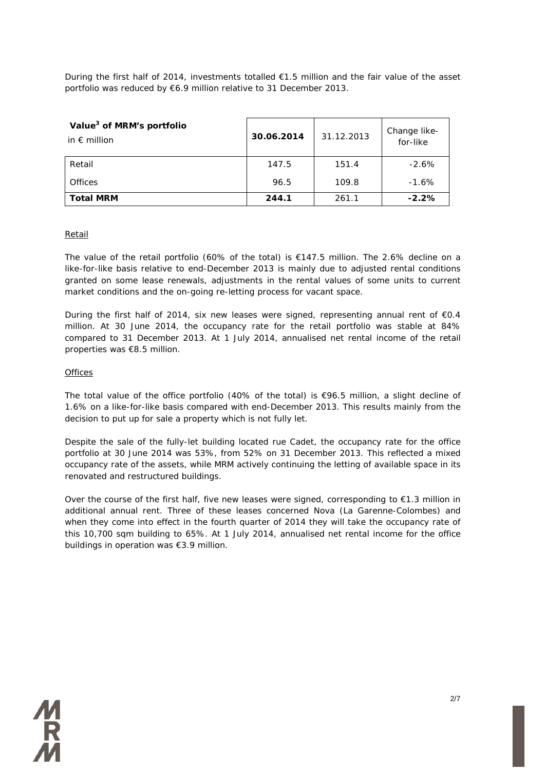During the first half of 2014, investments totalled €1.5 million and the fair value of the asset portfolio was reduced by €6.9 million relative to 31 December 2013.

| **Value[3] of MRM's portfolio** in € million | **30.06.2014** | 31.12.2013 | Change like-for-like |
|---|---|---|---|
| Retail | 147.5 | 151.4 | -2.6% |
| Offices | 96.5 | 109.8 | -1.6% |
| **Total MRM** | **244.1** | 261.1 | **-2.2%** |

Retail

The value of the retail portfolio (60% of the total) is €147.5 million. The 2.6% decline on a like-for-like basis relative to end-December 2013 is mainly due to adjusted rental conditions granted on some lease renewals, adjustments in the rental values of some units to current market conditions and the on-going re-letting process for vacant space.

During the first half of 2014, six new leases were signed, representing annual rent of €0.4 million. At 30 June 2014, the occupancy rate for the retail portfolio was stable at 84% compared to 31 December 2013. At 1 July 2014, annualised net rental income of the retail properties was €8.5 million.

Offices

The total value of the office portfolio (40% of the total) is €96.5 million, a slight decline of 1.6% on a like-for-like basis compared with end-December 2013. This results mainly from the decision to put up for sale a property which is not fully let.

Despite the sale of the fully-let building located rue Cadet, the occupancy rate for the office portfolio at 30 June 2014 was 53%, from 52% on 31 December 2013. This reflected a mixed occupancy rate of the assets, while MRM actively continuing the letting of available space in its renovated and restructured buildings.

Over the course of the first half, five new leases were signed, corresponding to €1.3 million in additional annual rent. Three of these leases concerned Nova (La Garenne-Colombes) and when they come into effect in the fourth quarter of 2014 they will take the occupancy rate of this 10,700 sqm building to 65%. At 1 July 2014, annualised net rental income for the office buildings in operation was €3.9 million.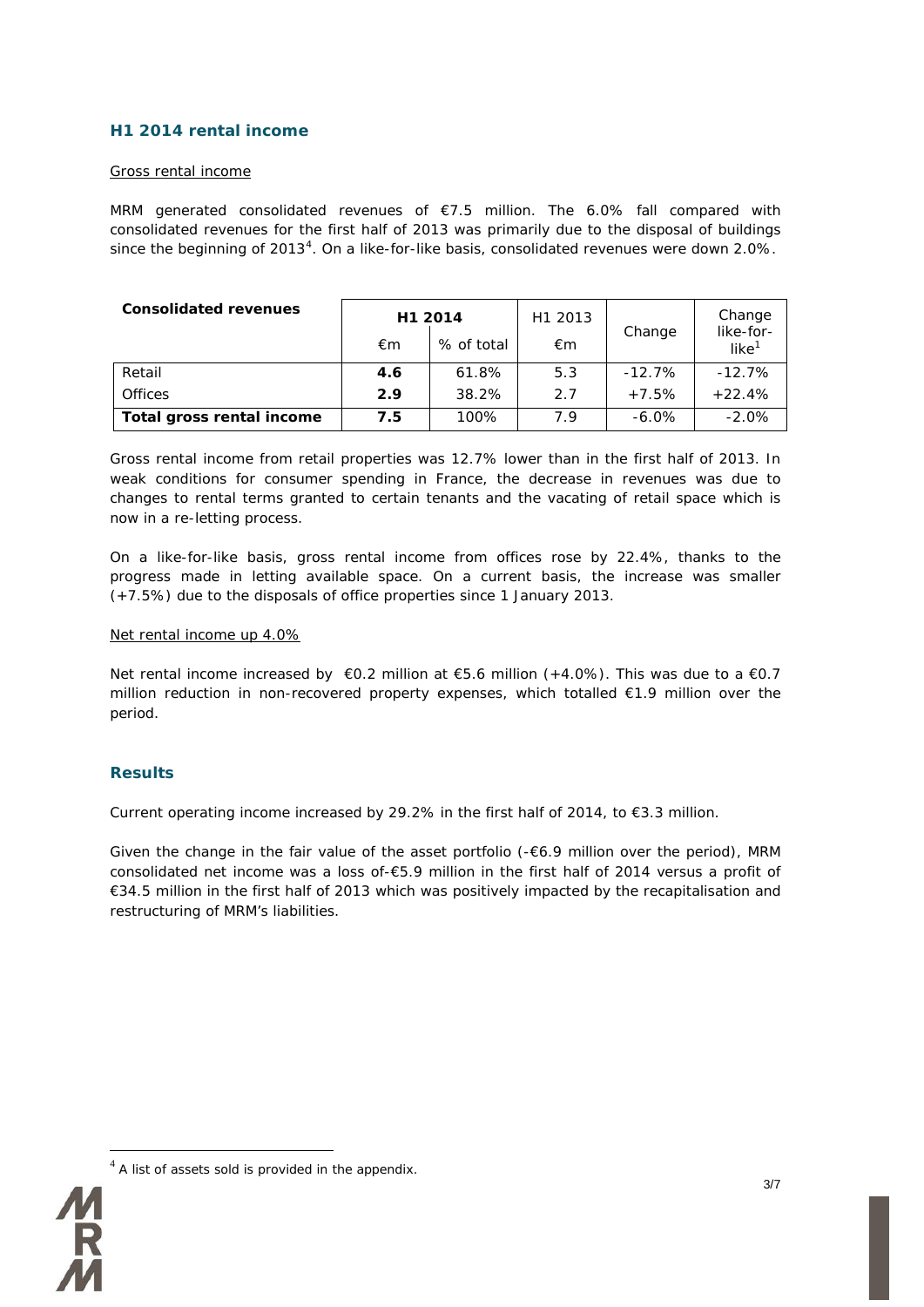## H1 2014 rental income

Gross rental income

MRM generated consolidated revenues of €7.5 million. The 6.0% fall compared with consolidated revenues for the first half of 2013 was primarily due to the disposal of buildings since the beginning of 2013[4]. On a like-for-like basis, consolidated revenues were down 2.0%.

| **Consolidated revenues** | **H1 2014** | | H1 2013 | Change | Change like-for-like[1] |
|---|---|---|---|---|---|
| | €m | % of total | €m | | |
| Retail | **4.6** | 61.8% | 5.3 | -12.7% | -12.7% |
| Offices | **2.9** | 38.2% | 2.7 | +7.5% | +22.4% |
| **Total gross rental income** | **7.5** | 100% | 7.9 | -6.0% | -2.0% |

Gross rental income from retail properties was 12.7% lower than in the first half of 2013. In weak conditions for consumer spending in France, the decrease in revenues was due to changes to rental terms granted to certain tenants and the vacating of retail space which is now in a re-letting process.

On a like-for-like basis, gross rental income from offices rose by 22.4%, thanks to the progress made in letting available space. On a current basis, the increase was smaller (+7.5%) due to the disposals of office properties since 1 January 2013.

Net rental income up 4.0%

Net rental income increased by €0.2 million at €5.6 million (+4.0%). This was due to a €0.7 million reduction in non-recovered property expenses, which totalled €1.9 million over the period.

## Results

Current operating income increased by 29.2% in the first half of 2014, to €3.3 million.

Given the change in the fair value of the asset portfolio (-€6.9 million over the period), MRM consolidated net income was a loss of-€5.9 million in the first half of 2014 versus a profit of €34.5 million in the first half of 2013 which was positively impacted by the recapitalisation and restructuring of MRM's liabilities.

[4] A list of assets sold is provided in the appendix.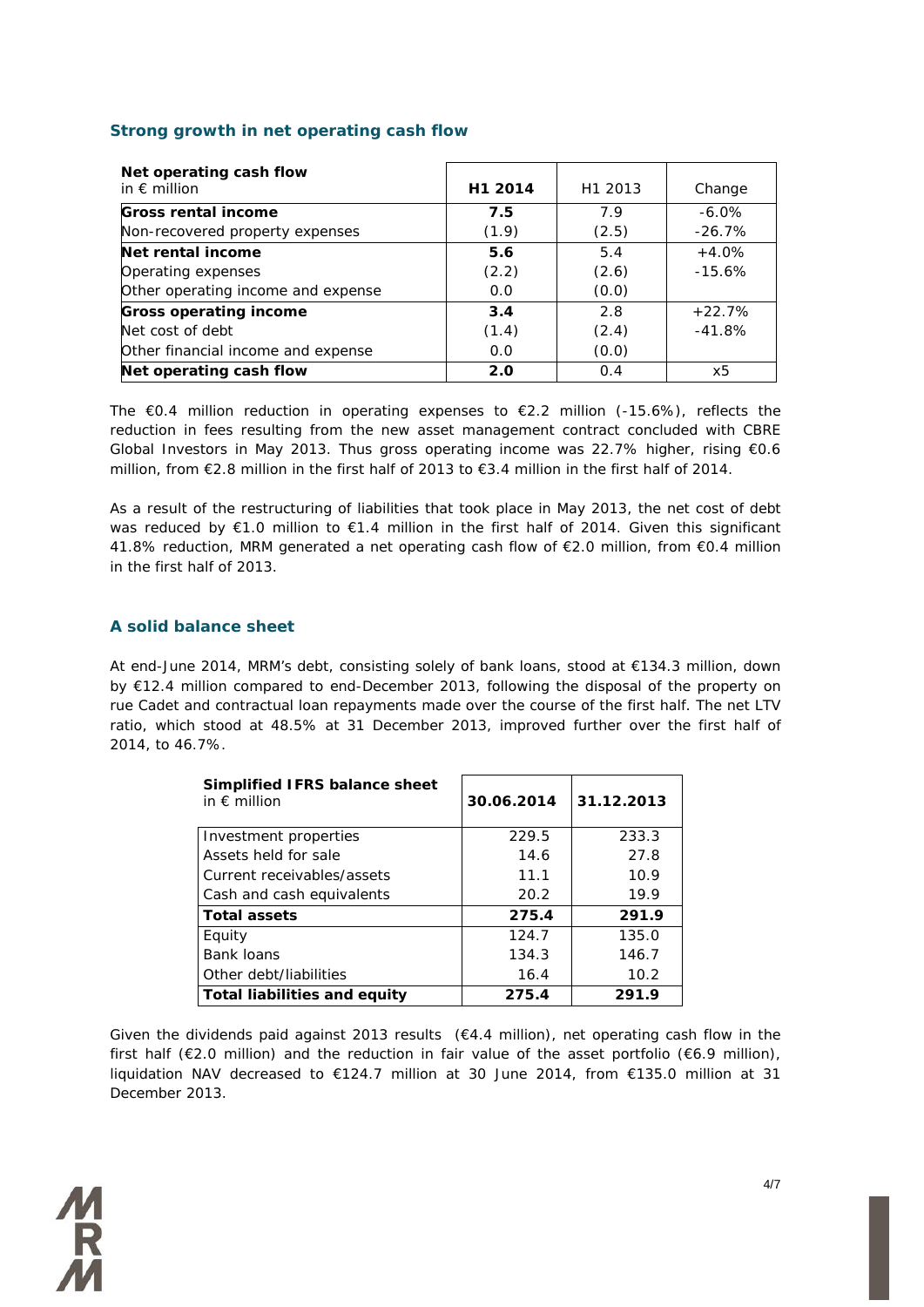## Strong growth in net operating cash flow

| Net operating cash flow<br>in € million | H1 2014 | H1 2013 | Change |
|---|---|---|---|
| **Gross rental income** | **7.5** | 7.9 | -6.0% |
| Non-recovered property expenses | (1.9) | (2.5) | -26.7% |
| **Net rental income** | **5.6** | 5.4 | +4.0% |
| Operating expenses | (2.2) | (2.6) | -15.6% |
| Other operating income and expense | 0.0 | (0.0) | |
| **Gross operating income** | **3.4** | 2.8 | +22.7% |
| Net cost of debt | (1.4) | (2.4) | -41.8% |
| Other financial income and expense | 0.0 | (0.0) | |
| **Net operating cash flow** | **2.0** | 0.4 | x5 |

The €0.4 million reduction in operating expenses to €2.2 million (-15.6%), reflects the reduction in fees resulting from the new asset management contract concluded with CBRE Global Investors in May 2013. Thus gross operating income was 22.7% higher, rising €0.6 million, from €2.8 million in the first half of 2013 to €3.4 million in the first half of 2014.

As a result of the restructuring of liabilities that took place in May 2013, the net cost of debt was reduced by €1.0 million to €1.4 million in the first half of 2014. Given this significant 41.8% reduction, MRM generated a net operating cash flow of €2.0 million, from €0.4 million in the first half of 2013.

## A solid balance sheet

At end-June 2014, MRM's debt, consisting solely of bank loans, stood at €134.3 million, down by €12.4 million compared to end-December 2013, following the disposal of the property on rue Cadet and contractual loan repayments made over the course of the first half. The net LTV ratio, which stood at 48.5% at 31 December 2013, improved further over the first half of 2014, to 46.7%.

| Simplified IFRS balance sheet<br>in € million | 30.06.2014 | 31.12.2013 |
|---|---|---|
| Investment properties | 229.5 | 233.3 |
| Assets held for sale | 14.6 | 27.8 |
| Current receivables/assets | 11.1 | 10.9 |
| Cash and cash equivalents | 20.2 | 19.9 |
| **Total assets** | **275.4** | **291.9** |
| Equity | 124.7 | 135.0 |
| Bank loans | 134.3 | 146.7 |
| Other debt/liabilities | 16.4 | 10.2 |
| **Total liabilities and equity** | **275.4** | **291.9** |

Given the dividends paid against 2013 results (€4.4 million), net operating cash flow in the first half (€2.0 million) and the reduction in fair value of the asset portfolio (€6.9 million), liquidation NAV decreased to €124.7 million at 30 June 2014, from €135.0 million at 31 December 2013.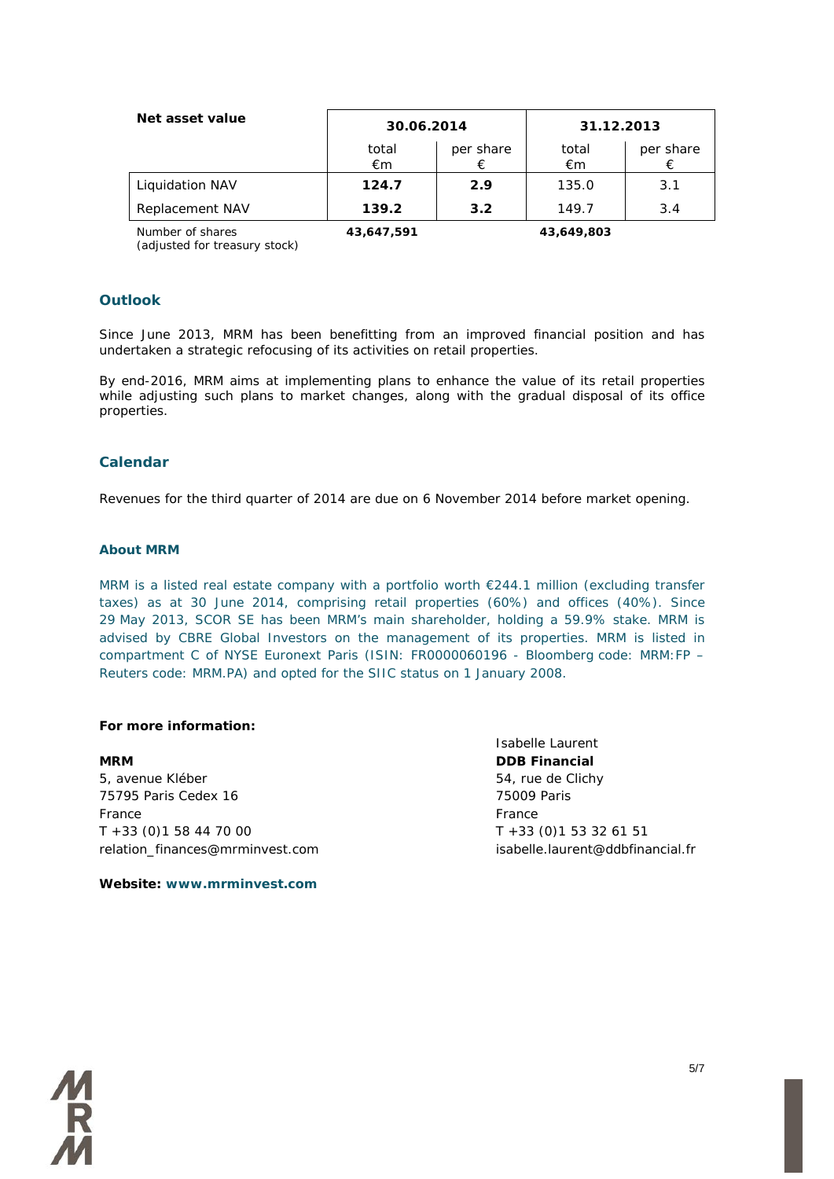| Net asset value | 30.06.2014 | | 31.12.2013 | |
|---|---|---|---|---|
| | total €m | per share € | total €m | per share € |
| Liquidation NAV | **124.7** | **2.9** | 135.0 | 3.1 |
| Replacement NAV | **139.2** | **3.2** | 149.7 | 3.4 |
| Number of shares (adjusted for treasury stock) | **43,647,591** | | **43,649,803** | |

## Outlook

Since June 2013, MRM has been benefitting from an improved financial position and has undertaken a strategic refocusing of its activities on retail properties.

By end-2016, MRM aims at implementing plans to enhance the value of its retail properties while adjusting such plans to market changes, along with the gradual disposal of its office properties.

## Calendar

Revenues for the third quarter of 2014 are due on 6 November 2014 before market opening.

### About MRM

MRM is a listed real estate company with a portfolio worth €244.1 million (excluding transfer taxes) as at 30 June 2014, comprising retail properties (60%) and offices (40%). Since 29 May 2013, SCOR SE has been MRM's main shareholder, holding a 59.9% stake. MRM is advised by CBRE Global Investors on the management of its properties. MRM is listed in compartment C of NYSE Euronext Paris (ISIN: FR0000060196 - Bloomberg code: MRM:FP – Reuters code: MRM.PA) and opted for the SIIC status on 1 January 2008.

**For more information:**

**MRM**
5, avenue Kléber
75795 Paris Cedex 16
France
T +33 (0)1 58 44 70 00
relation_finances@mrminvest.com

Isabelle Laurent
**DDB Financial**
54, rue de Clichy
75009 Paris
France
T +33 (0)1 53 32 61 51
isabelle.laurent@ddbfinancial.fr

**Website: www.mrminvest.com**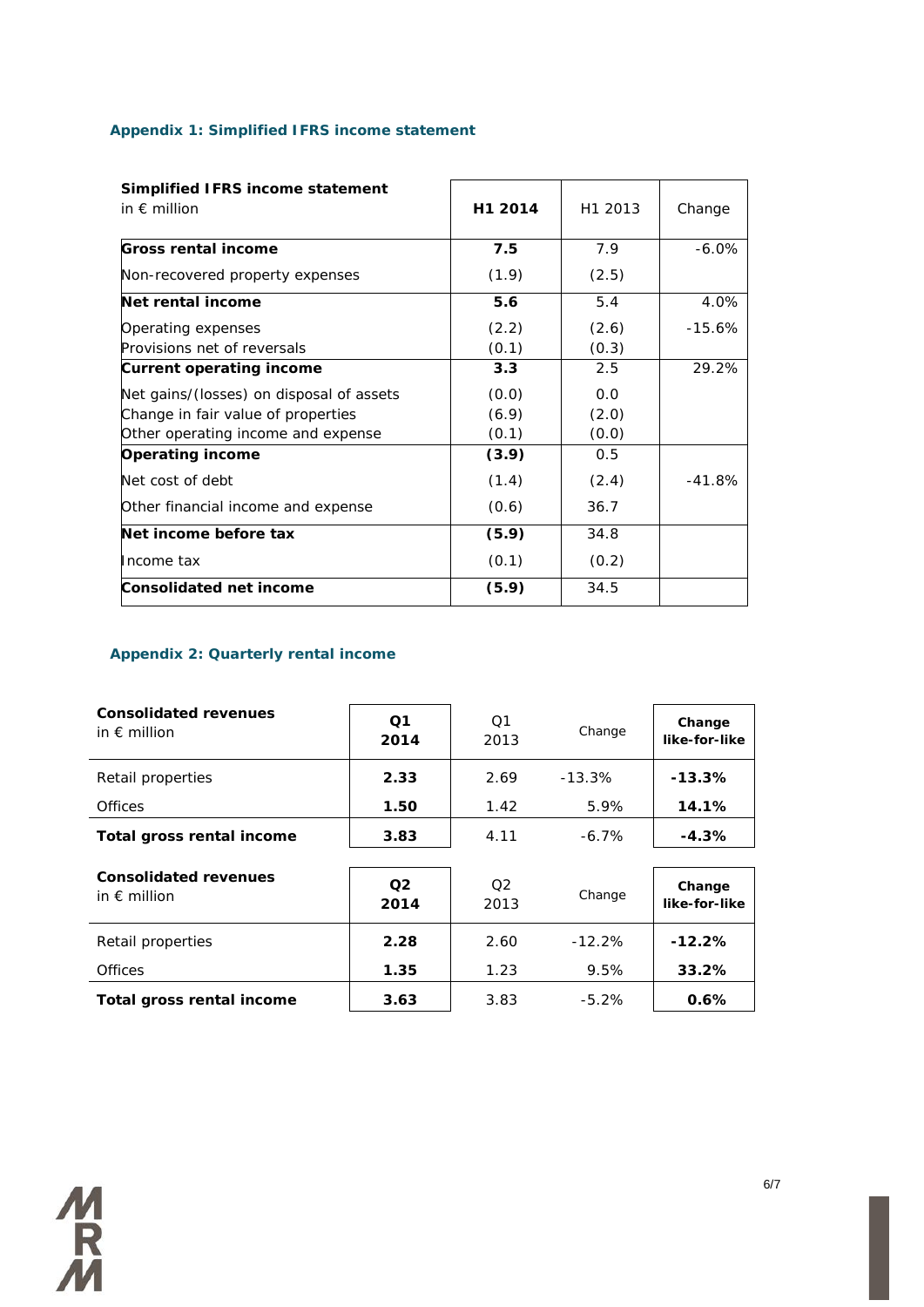### Appendix 1: Simplified IFRS income statement

| **Simplified IFRS income statement** in € million | **H1 2014** | H1 2013 | Change |
|---|---|---|---|
| **Gross rental income** | **7.5** | 7.9 | -6.0% |
| Non-recovered property expenses | (1.9) | (2.5) | |
| **Net rental income** | **5.6** | 5.4 | 4.0% |
| Operating expenses | (2.2) | (2.6) | -15.6% |
| Provisions net of reversals | (0.1) | (0.3) | |
| **Current operating income** | **3.3** | 2.5 | 29.2% |
| Net gains/(losses) on disposal of assets | (0.0) | 0.0 | |
| Change in fair value of properties | (6.9) | (2.0) | |
| Other operating income and expense | (0.1) | (0.0) | |
| **Operating income** | **(3.9)** | 0.5 | |
| Net cost of debt | (1.4) | (2.4) | -41.8% |
| Other financial income and expense | (0.6) | 36.7 | |
| **Net income before tax** | **(5.9)** | 34.8 | |
| Income tax | (0.1) | (0.2) | |
| **Consolidated net income** | **(5.9)** | 34.5 | |

### Appendix 2: Quarterly rental income

| **Consolidated revenues** in € million | **Q1 2014** | Q1 2013 | Change | **Change like-for-like** |
|---|---|---|---|---|
| Retail properties | **2.33** | 2.69 | -13.3% | **-13.3%** |
| Offices | **1.50** | 1.42 | 5.9% | **14.1%** |
| **Total gross rental income** | **3.83** | 4.11 | -6.7% | **-4.3%** |

| **Consolidated revenues** in € million | **Q2 2014** | Q2 2013 | Change | **Change like-for-like** |
|---|---|---|---|---|
| Retail properties | **2.28** | 2.60 | -12.2% | **-12.2%** |
| Offices | **1.35** | 1.23 | 9.5% | **33.2%** |
| **Total gross rental income** | **3.63** | 3.83 | -5.2% | **0.6%** |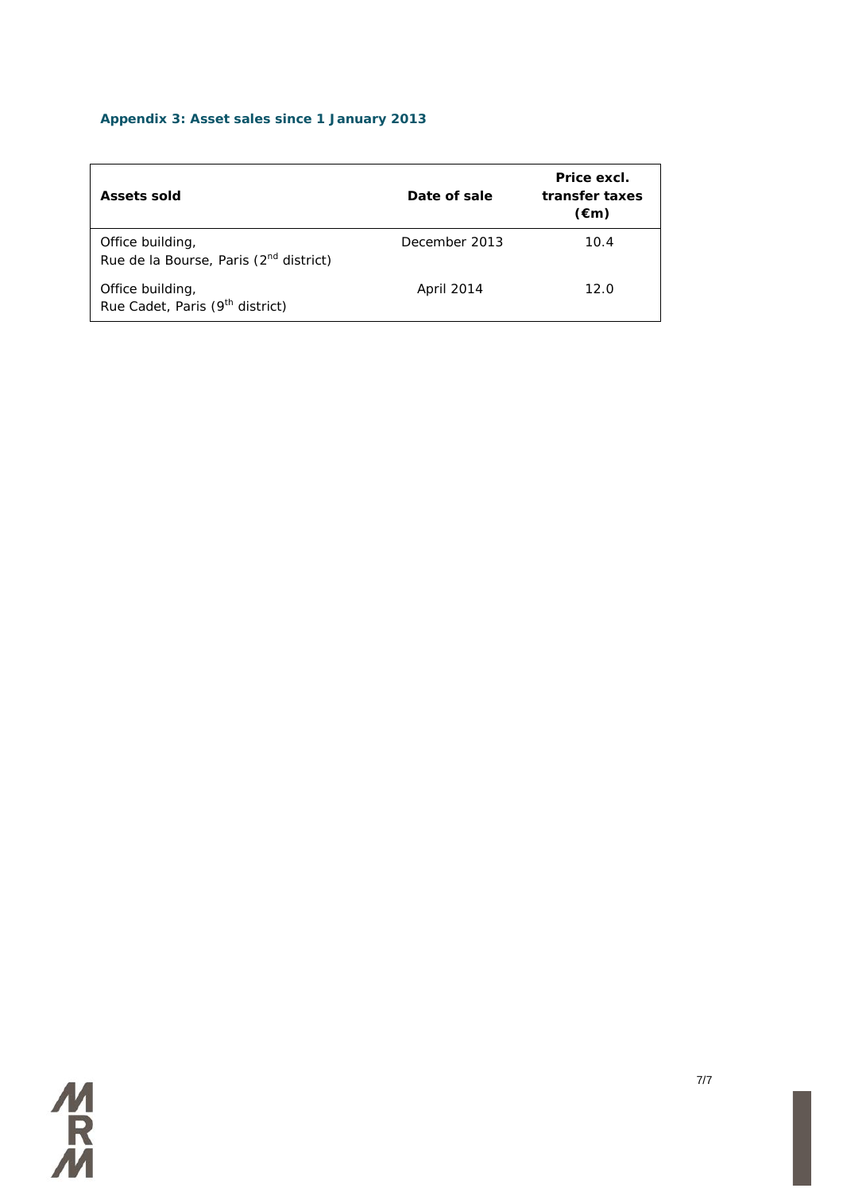### Appendix 3: Asset sales since 1 January 2013

| Assets sold | Date of sale | Price excl. transfer taxes (€m) |
|---|---|---|
| Office building, Rue de la Bourse, Paris (2nd district) | December 2013 | 10.4 |
| Office building, Rue Cadet, Paris (9th district) | April 2014 | 12.0 |